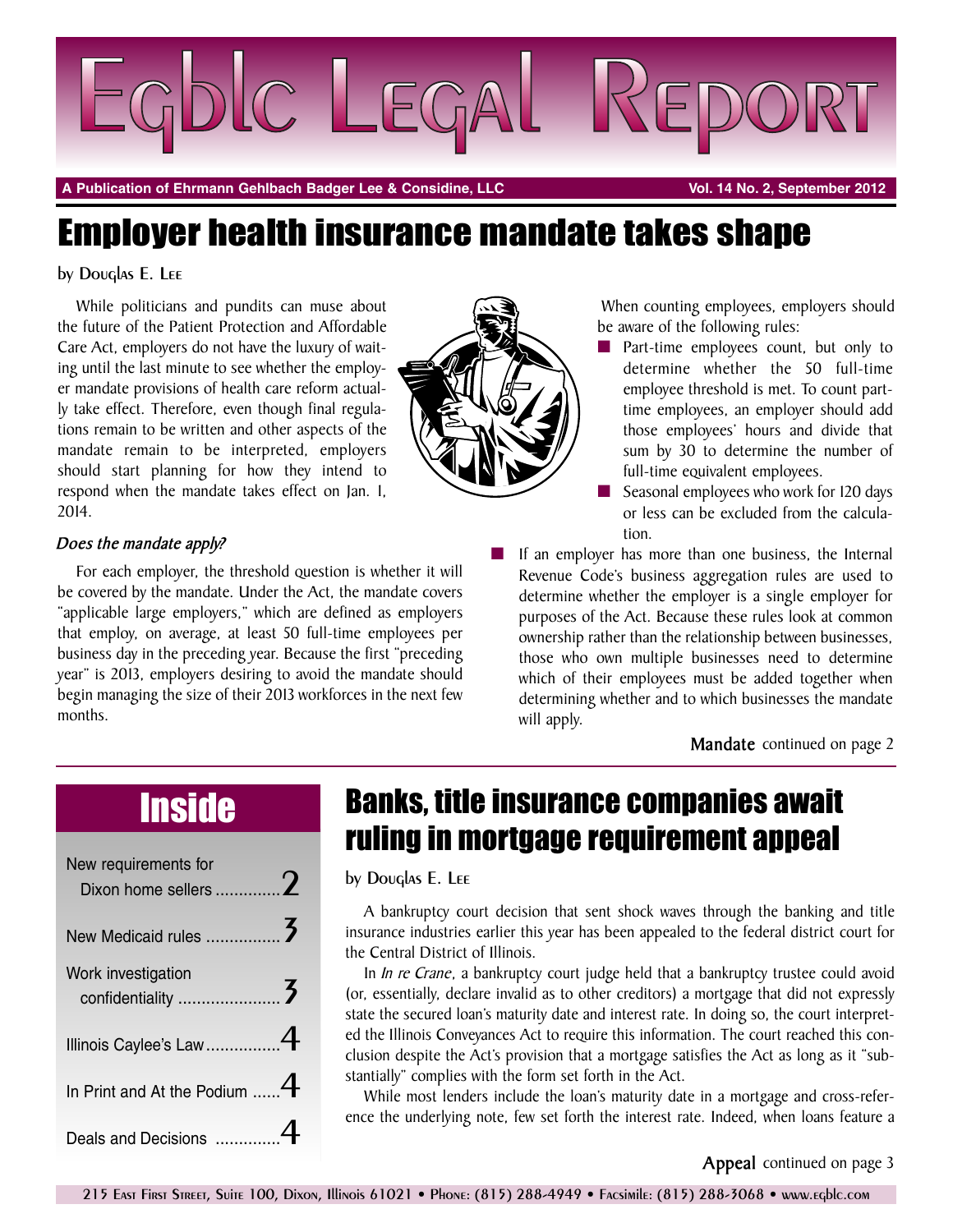# Egblc Legal Report

**A Publication of Ehrmann Gehlbach Badger Lee & Considine, LLC** — **Vol. 14 No. 2, September 2012**

## Employer health insurance mandate takes shape

by Douglas E. Lee

While politicians and pundits can muse about the future of the Patient Protection and Affordable Care Act, employers do not have the luxury of waiting until the last minute to see whether the employer mandate provisions of health care reform actually take effect. Therefore, even though final regulations remain to be written and other aspects of the mandate remain to be interpreted, employers should start planning for how they intend to respond when the mandate takes effect on Jan. 1, 2014.

### *Does the mandate apply?*

For each employer, the threshold question is whether it will be covered by the mandate. Under the Act, the mandate covers "applicable large employers," which are defined as employers that employ, on average, at least 50 full-time employees per business day in the preceding year. Because the first "preceding year" is 2013, employers desiring to avoid the mandate should begin managing the size of their 2013 workforces in the next few months.

When counting employees, employers should be aware of the following rules:

- Part-time employees count, but only to determine whether the 50 full-time employee threshold is met. To count part-time employees, an employer should add those employees' hours and divide that sum by 30 to determine the number of full-time equivalent employees.
- Seasonal employees who work for 120 days or less can be excluded from the calculation.
- If an employer has more than one business, the Internal Revenue Code's business aggregation rules are used to determine whether the employer is a single employer for purposes of the Act. Because these rules look at common ownership rather than the relationship between businesses, those who own multiple businesses need to determine which of their employees must be added together when determining whether and to which businesses the mandate will apply.

**Mandate** continued on page 2

## Inside

- New requirements for Dixon home sellers .............. 2
- New Medicaid rules ................ 3
- Work investigation confidentiality ...................... 3
- Illinois Caylee's Law................ 4
- In Print and At the Podium ...... 4
- Deals and Decisions .............. 4

## Banks, title insurance companies await ruling in mortgage requirement appeal

by Douglas E. Lee

A bankruptcy court decision that sent shock waves through the banking and title insurance industries earlier this year has been appealed to the federal district court for the Central District of Illinois.

In *In re Crane*, a bankruptcy court judge held that a bankruptcy trustee could avoid (or, essentially, declare invalid as to other creditors) a mortgage that did not expressly state the secured loan's maturity date and interest rate. In doing so, the court interpreted the Illinois Conveyances Act to require this information. The court reached this conclusion despite the Act's provision that a mortgage satisfies the Act as long as it "substantially" complies with the form set forth in the Act.

While most lenders include the loan's maturity date in a mortgage and cross-reference the underlying note, few set forth the interest rate. Indeed, when loans feature a

**Appeal** continued on page 3

215 East First Street, Suite 100, Dixon, Illinois 61021 • Phone: (815) 288-4949 • Facsimile: (815) 288-3068 • www.egblc.com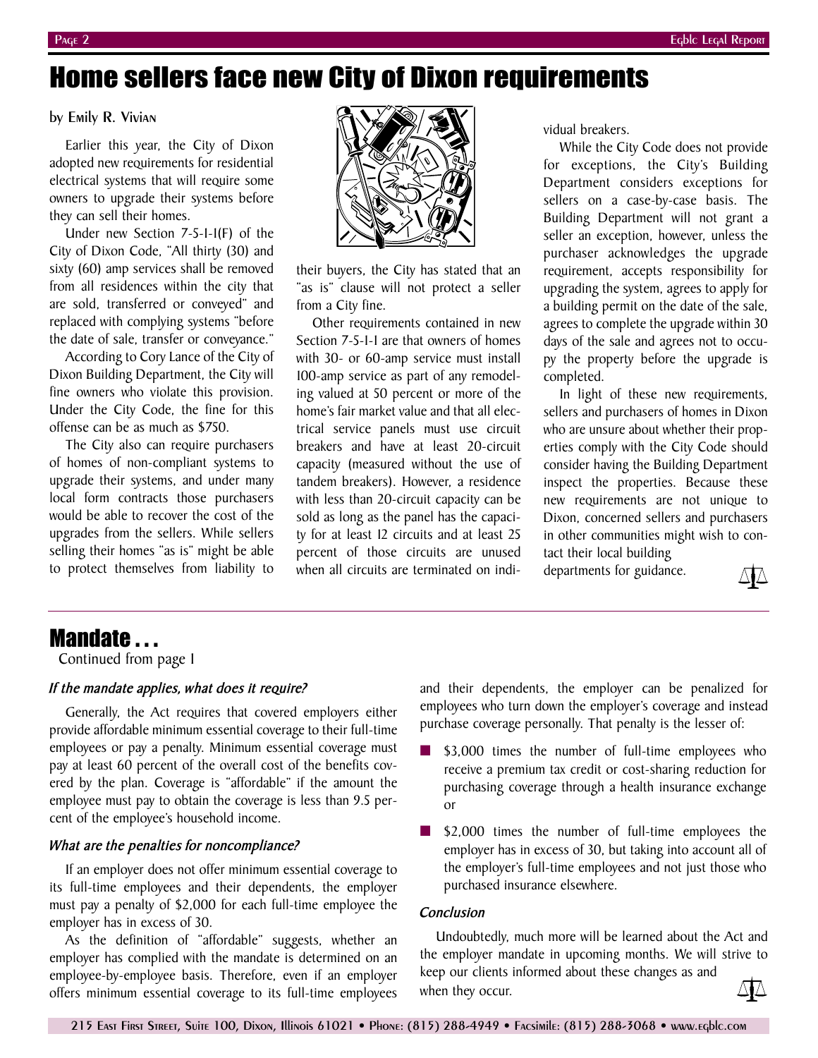# Home sellers face new City of Dixon requirements

by Emily R. Vivian

Earlier this year, the City of Dixon adopted new requirements for residential electrical systems that will require some owners to upgrade their systems before they can sell their homes.

Under new Section 7-5-1-1(F) of the City of Dixon Code, "All thirty (30) and sixty (60) amp services shall be removed from all residences within the city that are sold, transferred or conveyed" and replaced with complying systems "before the date of sale, transfer or conveyance."

According to Cory Lance of the City of Dixon Building Department, the City will fine owners who violate this provision. Under the City Code, the fine for this offense can be as much as $750.

The City also can require purchasers of homes of non-compliant systems to upgrade their systems, and under many local form contracts those purchasers would be able to recover the cost of the upgrades from the sellers. While sellers selling their homes "as is" might be able to protect themselves from liability to their buyers, the City has stated that an "as is" clause will not protect a seller from a City fine.

Other requirements contained in new Section 7-5-1-1 are that owners of homes with 30- or 60-amp service must install 100-amp service as part of any remodeling valued at 50 percent or more of the home's fair market value and that all electrical service panels must use circuit breakers and have at least 20-circuit capacity (measured without the use of tandem breakers). However, a residence with less than 20-circuit capacity can be sold as long as the panel has the capacity for at least 12 circuits and at least 25 percent of those circuits are unused when all circuits are terminated on individual breakers.

While the City Code does not provide for exceptions, the City's Building Department considers exceptions for sellers on a case-by-case basis. The Building Department will not grant a seller an exception, however, unless the purchaser acknowledges the upgrade requirement, accepts responsibility for upgrading the system, agrees to apply for a building permit on the date of the sale, agrees to complete the upgrade within 30 days of the sale and agrees not to occupy the property before the upgrade is completed.

In light of these new requirements, sellers and purchasers of homes in Dixon who are unsure about whether their properties comply with the City Code should consider having the Building Department inspect the properties. Because these new requirements are not unique to Dixon, concerned sellers and purchasers in other communities might wish to contact their local building departments for guidance.

# Mandate . . .

Continued from page 1

### *If the mandate applies, what does it require?*

Generally, the Act requires that covered employers either provide affordable minimum essential coverage to their full-time employees or pay a penalty. Minimum essential coverage must pay at least 60 percent of the overall cost of the benefits covered by the plan. Coverage is "affordable" if the amount the employee must pay to obtain the coverage is less than 9.5 percent of the employee's household income.

### *What are the penalties for noncompliance?*

If an employer does not offer minimum essential coverage to its full-time employees and their dependents, the employer must pay a penalty of $2,000 for each full-time employee the employer has in excess of 30.

As the definition of "affordable" suggests, whether an employer has complied with the mandate is determined on an employee-by-employee basis. Therefore, even if an employer offers minimum essential coverage to its full-time employees and their dependents, the employer can be penalized for employees who turn down the employer's coverage and instead purchase coverage personally. That penalty is the lesser of:

- $3,000 times the number of full-time employees who receive a premium tax credit or cost-sharing reduction for purchasing coverage through a health insurance exchange or
- $2,000 times the number of full-time employees the employer has in excess of 30, but taking into account all of the employer's full-time employees and not just those who purchased insurance elsewhere.

### *Conclusion*

Undoubtedly, much more will be learned about the Act and the employer mandate in upcoming months. We will strive to keep our clients informed about these changes as and when they occur.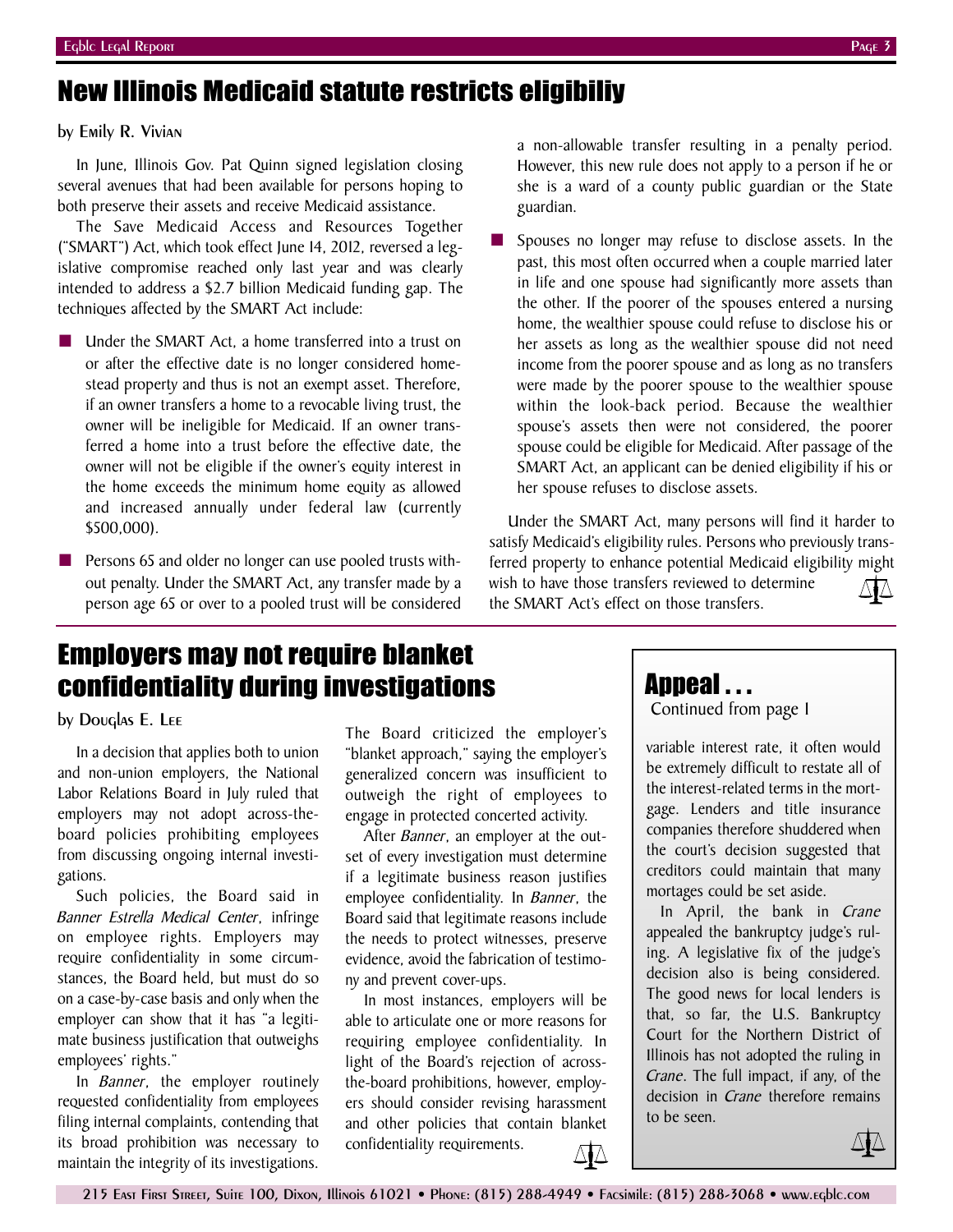# New Illinois Medicaid statute restricts eligibiliy

by Emily R. Vivian

In June, Illinois Gov. Pat Quinn signed legislation closing several avenues that had been available for persons hoping to both preserve their assets and receive Medicaid assistance.

The Save Medicaid Access and Resources Together ("SMART") Act, which took effect June 14, 2012, reversed a legislative compromise reached only last year and was clearly intended to address a $2.7 billion Medicaid funding gap. The techniques affected by the SMART Act include:

- Under the SMART Act, a home transferred into a trust on or after the effective date is no longer considered homestead property and thus is not an exempt asset. Therefore, if an owner transfers a home to a revocable living trust, the owner will be ineligible for Medicaid. If an owner transferred a home into a trust before the effective date, the owner will not be eligible if the owner's equity interest in the home exceeds the minimum home equity as allowed and increased annually under federal law (currently $500,000).
- Persons 65 and older no longer can use pooled trusts without penalty. Under the SMART Act, any transfer made by a person age 65 or over to a pooled trust will be considered a non-allowable transfer resulting in a penalty period. However, this new rule does not apply to a person if he or she is a ward of a county public guardian or the State guardian.
- Spouses no longer may refuse to disclose assets. In the past, this most often occurred when a couple married later in life and one spouse had significantly more assets than the other. If the poorer of the spouses entered a nursing home, the wealthier spouse could refuse to disclose his or her assets as long as the wealthier spouse did not need income from the poorer spouse and as long as no transfers were made by the poorer spouse to the wealthier spouse within the look-back period. Because the wealthier spouse's assets then were not considered, the poorer spouse could be eligible for Medicaid. After passage of the SMART Act, an applicant can be denied eligibility if his or her spouse refuses to disclose assets.

Under the SMART Act, many persons will find it harder to satisfy Medicaid's eligibility rules. Persons who previously transferred property to enhance potential Medicaid eligibility might wish to have those transfers reviewed to determine the SMART Act's effect on those transfers.

# Employers may not require blanket confidentiality during investigations

by Douglas E. Lee

In a decision that applies both to union and non-union employers, the National Labor Relations Board in July ruled that employers may not adopt across-the-board policies prohibiting employees from discussing ongoing internal investigations.

Such policies, the Board said in *Banner Estrella Medical Center*, infringe on employee rights. Employers may require confidentiality in some circumstances, the Board held, but must do so on a case-by-case basis and only when the employer can show that it has "a legitimate business justification that outweighs employees' rights."

In *Banner*, the employer routinely requested confidentiality from employees filing internal complaints, contending that its broad prohibition was necessary to maintain the integrity of its investigations. The Board criticized the employer's "blanket approach," saying the employer's generalized concern was insufficient to outweigh the right of employees to engage in protected concerted activity.

After *Banner*, an employer at the outset of every investigation must determine if a legitimate business reason justifies employee confidentiality. In *Banner*, the Board said that legitimate reasons include the needs to protect witnesses, preserve evidence, avoid the fabrication of testimony and prevent cover-ups.

In most instances, employers will be able to articulate one or more reasons for requiring employee confidentiality. In light of the Board's rejection of across-the-board prohibitions, however, employers should consider revising harassment and other policies that contain blanket confidentiality requirements.

## Appeal . . .

Continued from page 1

variable interest rate, it often would be extremely difficult to restate all of the interest-related terms in the mortgage. Lenders and title insurance companies therefore shuddered when the court's decision suggested that creditors could maintain that many mortages could be set aside.

In April, the bank in *Crane* appealed the bankruptcy judge's ruling. A legislative fix of the judge's decision also is being considered. The good news for local lenders is that, so far, the U.S. Bankruptcy Court for the Northern District of Illinois has not adopted the ruling in *Crane*. The full impact, if any, of the decision in *Crane* therefore remains to be seen.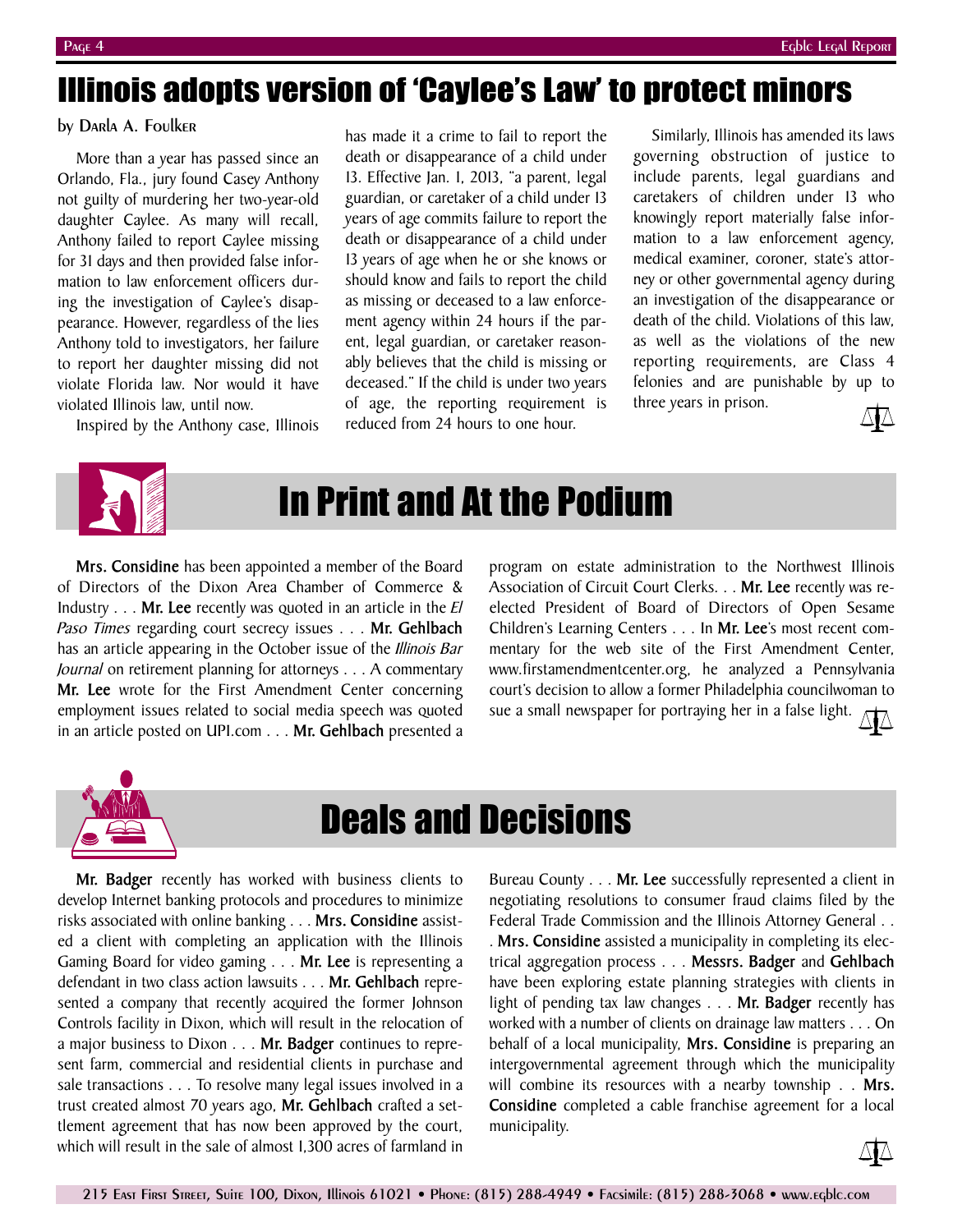# Illinois adopts version of 'Caylee's Law' to protect minors

by Darla A. Foulker

More than a year has passed since an Orlando, Fla., jury found Casey Anthony not guilty of murdering her two-year-old daughter Caylee. As many will recall, Anthony failed to report Caylee missing for 31 days and then provided false information to law enforcement officers during the investigation of Caylee's disappearance. However, regardless of the lies Anthony told to investigators, her failure to report her daughter missing did not violate Florida law. Nor would it have violated Illinois law, until now.

Inspired by the Anthony case, Illinois has made it a crime to fail to report the death or disappearance of a child under 13. Effective Jan. 1, 2013, "a parent, legal guardian, or caretaker of a child under 13 years of age commits failure to report the death or disappearance of a child under 13 years of age when he or she knows or should know and fails to report the child as missing or deceased to a law enforcement agency within 24 hours if the parent, legal guardian, or caretaker reasonably believes that the child is missing or deceased." If the child is under two years of age, the reporting requirement is reduced from 24 hours to one hour.

Similarly, Illinois has amended its laws governing obstruction of justice to include parents, legal guardians and caretakers of children under 13 who knowingly report materially false information to a law enforcement agency, medical examiner, coroner, state's attorney or other governmental agency during an investigation of the disappearance or death of the child. Violations of this law, as well as the violations of the new reporting requirements, are Class 4 felonies and are punishable by up to three years in prison.

# In Print and At the Podium

**Mrs. Considine** has been appointed a member of the Board of Directors of the Dixon Area Chamber of Commerce & Industry . . . **Mr. Lee** recently was quoted in an article in the *El Paso Times* regarding court secrecy issues . . . **Mr. Gehlbach** has an article appearing in the October issue of the *Illinois Bar Journal* on retirement planning for attorneys . . . A commentary **Mr. Lee** wrote for the First Amendment Center concerning employment issues related to social media speech was quoted in an article posted on UPI.com . . . **Mr. Gehlbach** presented a program on estate administration to the Northwest Illinois Association of Circuit Court Clerks. . . **Mr. Lee** recently was re-elected President of Board of Directors of Open Sesame Children's Learning Centers . . . In **Mr. Lee**'s most recent commentary for the web site of the First Amendment Center, www.firstamendmentcenter.org, he analyzed a Pennsylvania court's decision to allow a former Philadelphia councilwoman to sue a small newspaper for portraying her in a false light.

# Deals and Decisions

**Mr. Badger** recently has worked with business clients to develop Internet banking protocols and procedures to minimize risks associated with online banking . . . **Mrs. Considine** assisted a client with completing an application with the Illinois Gaming Board for video gaming . . . **Mr. Lee** is representing a defendant in two class action lawsuits . . . **Mr. Gehlbach** represented a company that recently acquired the former Johnson Controls facility in Dixon, which will result in the relocation of a major business to Dixon . . . **Mr. Badger** continues to represent farm, commercial and residential clients in purchase and sale transactions . . . To resolve many legal issues involved in a trust created almost 70 years ago, **Mr. Gehlbach** crafted a settlement agreement that has now been approved by the court, which will result in the sale of almost 1,300 acres of farmland in Bureau County . . . **Mr. Lee** successfully represented a client in negotiating resolutions to consumer fraud claims filed by the Federal Trade Commission and the Illinois Attorney General . . . **Mrs. Considine** assisted a municipality in completing its electrical aggregation process . . . **Messrs. Badger** and **Gehlbach** have been exploring estate planning strategies with clients in light of pending tax law changes . . . **Mr. Badger** recently has worked with a number of clients on drainage law matters . . . On behalf of a local municipality, **Mrs. Considine** is preparing an intergovernmental agreement through which the municipality will combine its resources with a nearby township . . **Mrs. Considine** completed a cable franchise agreement for a local municipality.

215 East First Street, Suite 100, Dixon, Illinois 61021 • Phone: (815) 288-4949 • Facsimile: (815) 288-3068 • www.egblc.com